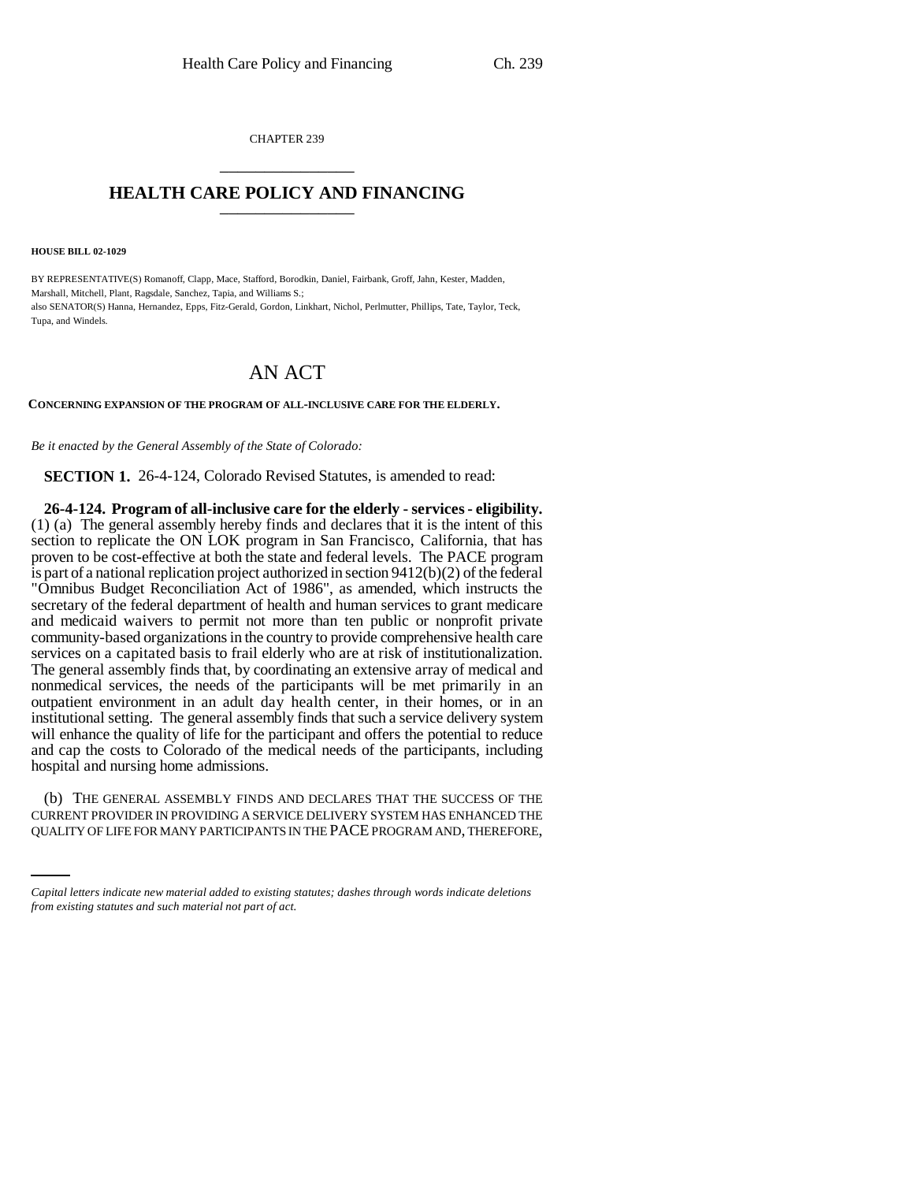CHAPTER 239

# HEALTH CARE POLICY AND FINANCING

**HOUSE BILL 02-1029**

BY REPRESENTATIVE(S) Romanoff, Clapp, Mace, Stafford, Borodkin, Daniel, Fairbank, Groff, Jahn, Kester, Madden, Marshall, Mitchell, Plant, Ragsdale, Sanchez, Tapia, and Williams S.;
also SENATOR(S) Hanna, Hernandez, Epps, Fitz-Gerald, Gordon, Linkhart, Nichol, Perlmutter, Phillips, Tate, Taylor, Teck, Tupa, and Windels.

# AN ACT

**CONCERNING EXPANSION OF THE PROGRAM OF ALL-INCLUSIVE CARE FOR THE ELDERLY.**

*Be it enacted by the General Assembly of the State of Colorado:*

**SECTION 1.** 26-4-124, Colorado Revised Statutes, is amended to read:

**26-4-124. Program of all-inclusive care for the elderly - services - eligibility.** (1) (a) The general assembly hereby finds and declares that it is the intent of this section to replicate the ON LOK program in San Francisco, California, that has proven to be cost-effective at both the state and federal levels. The PACE program is part of a national replication project authorized in section 9412(b)(2) of the federal "Omnibus Budget Reconciliation Act of 1986", as amended, which instructs the secretary of the federal department of health and human services to grant medicare and medicaid waivers to permit not more than ten public or nonprofit private community-based organizations in the country to provide comprehensive health care services on a capitated basis to frail elderly who are at risk of institutionalization. The general assembly finds that, by coordinating an extensive array of medical and nonmedical services, the needs of the participants will be met primarily in an outpatient environment in an adult day health center, in their homes, or in an institutional setting. The general assembly finds that such a service delivery system will enhance the quality of life for the participant and offers the potential to reduce and cap the costs to Colorado of the medical needs of the participants, including hospital and nursing home admissions.

(b) THE GENERAL ASSEMBLY FINDS AND DECLARES THAT THE SUCCESS OF THE CURRENT PROVIDER IN PROVIDING A SERVICE DELIVERY SYSTEM HAS ENHANCED THE QUALITY OF LIFE FOR MANY PARTICIPANTS IN THE PACE PROGRAM AND, THEREFORE,

*Capital letters indicate new material added to existing statutes; dashes through words indicate deletions from existing statutes and such material not part of act.*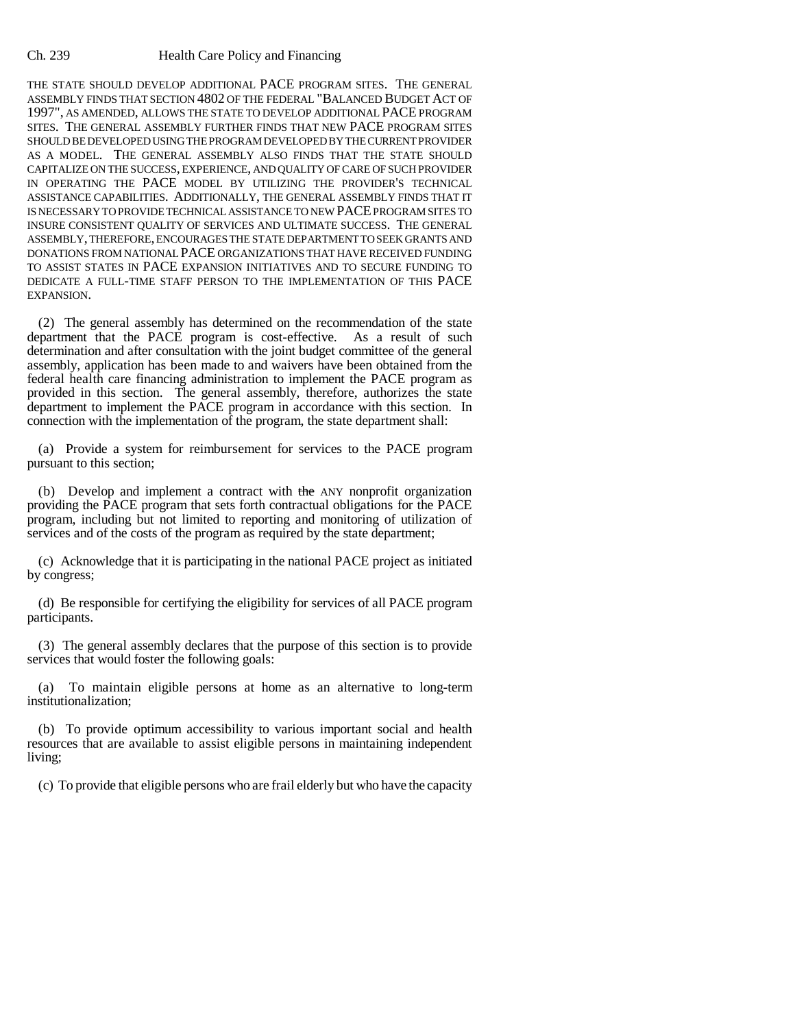THE STATE SHOULD DEVELOP ADDITIONAL PACE PROGRAM SITES. THE GENERAL ASSEMBLY FINDS THAT SECTION 4802 OF THE FEDERAL "BALANCED BUDGET ACT OF 1997", AS AMENDED, ALLOWS THE STATE TO DEVELOP ADDITIONAL PACE PROGRAM SITES. THE GENERAL ASSEMBLY FURTHER FINDS THAT NEW PACE PROGRAM SITES SHOULD BE DEVELOPED USING THE PROGRAM DEVELOPED BY THE CURRENT PROVIDER AS A MODEL. THE GENERAL ASSEMBLY ALSO FINDS THAT THE STATE SHOULD CAPITALIZE ON THE SUCCESS, EXPERIENCE, AND QUALITY OF CARE OF SUCH PROVIDER IN OPERATING THE PACE MODEL BY UTILIZING THE PROVIDER'S TECHNICAL ASSISTANCE CAPABILITIES. ADDITIONALLY, THE GENERAL ASSEMBLY FINDS THAT IT IS NECESSARY TO PROVIDE TECHNICAL ASSISTANCE TO NEW PACE PROGRAM SITES TO INSURE CONSISTENT QUALITY OF SERVICES AND ULTIMATE SUCCESS. THE GENERAL ASSEMBLY, THEREFORE, ENCOURAGES THE STATE DEPARTMENT TO SEEK GRANTS AND DONATIONS FROM NATIONAL PACE ORGANIZATIONS THAT HAVE RECEIVED FUNDING TO ASSIST STATES IN PACE EXPANSION INITIATIVES AND TO SECURE FUNDING TO DEDICATE A FULL-TIME STAFF PERSON TO THE IMPLEMENTATION OF THIS PACE EXPANSION.

(2) The general assembly has determined on the recommendation of the state department that the PACE program is cost-effective. As a result of such determination and after consultation with the joint budget committee of the general assembly, application has been made to and waivers have been obtained from the federal health care financing administration to implement the PACE program as provided in this section. The general assembly, therefore, authorizes the state department to implement the PACE program in accordance with this section. In connection with the implementation of the program, the state department shall:

(a) Provide a system for reimbursement for services to the PACE program pursuant to this section;

(b) Develop and implement a contract with ~~the~~ ANY nonprofit organization providing the PACE program that sets forth contractual obligations for the PACE program, including but not limited to reporting and monitoring of utilization of services and of the costs of the program as required by the state department;

(c) Acknowledge that it is participating in the national PACE project as initiated by congress;

(d) Be responsible for certifying the eligibility for services of all PACE program participants.

(3) The general assembly declares that the purpose of this section is to provide services that would foster the following goals:

(a) To maintain eligible persons at home as an alternative to long-term institutionalization;

(b) To provide optimum accessibility to various important social and health resources that are available to assist eligible persons in maintaining independent living;

(c) To provide that eligible persons who are frail elderly but who have the capacity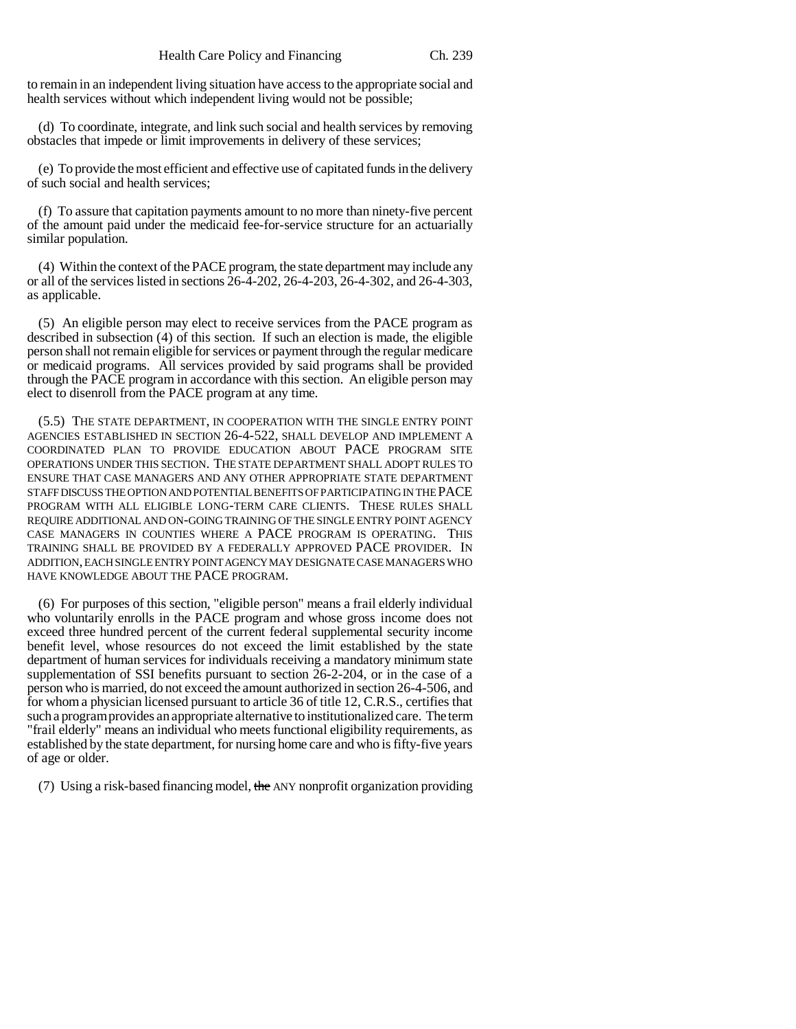to remain in an independent living situation have access to the appropriate social and health services without which independent living would not be possible;

(d) To coordinate, integrate, and link such social and health services by removing obstacles that impede or limit improvements in delivery of these services;

(e) To provide the most efficient and effective use of capitated funds in the delivery of such social and health services;

(f) To assure that capitation payments amount to no more than ninety-five percent of the amount paid under the medicaid fee-for-service structure for an actuarially similar population.

(4) Within the context of the PACE program, the state department may include any or all of the services listed in sections 26-4-202, 26-4-203, 26-4-302, and 26-4-303, as applicable.

(5) An eligible person may elect to receive services from the PACE program as described in subsection (4) of this section. If such an election is made, the eligible person shall not remain eligible for services or payment through the regular medicare or medicaid programs. All services provided by said programs shall be provided through the PACE program in accordance with this section. An eligible person may elect to disenroll from the PACE program at any time.

(5.5) THE STATE DEPARTMENT, IN COOPERATION WITH THE SINGLE ENTRY POINT AGENCIES ESTABLISHED IN SECTION 26-4-522, SHALL DEVELOP AND IMPLEMENT A COORDINATED PLAN TO PROVIDE EDUCATION ABOUT PACE PROGRAM SITE OPERATIONS UNDER THIS SECTION. THE STATE DEPARTMENT SHALL ADOPT RULES TO ENSURE THAT CASE MANAGERS AND ANY OTHER APPROPRIATE STATE DEPARTMENT STAFF DISCUSS THE OPTION AND POTENTIAL BENEFITS OF PARTICIPATING IN THE PACE PROGRAM WITH ALL ELIGIBLE LONG-TERM CARE CLIENTS. THESE RULES SHALL REQUIRE ADDITIONAL AND ON-GOING TRAINING OF THE SINGLE ENTRY POINT AGENCY CASE MANAGERS IN COUNTIES WHERE A PACE PROGRAM IS OPERATING. THIS TRAINING SHALL BE PROVIDED BY A FEDERALLY APPROVED PACE PROVIDER. IN ADDITION, EACH SINGLE ENTRY POINT AGENCY MAY DESIGNATE CASE MANAGERS WHO HAVE KNOWLEDGE ABOUT THE PACE PROGRAM.

(6) For purposes of this section, "eligible person" means a frail elderly individual who voluntarily enrolls in the PACE program and whose gross income does not exceed three hundred percent of the current federal supplemental security income benefit level, whose resources do not exceed the limit established by the state department of human services for individuals receiving a mandatory minimum state supplementation of SSI benefits pursuant to section 26-2-204, or in the case of a person who is married, do not exceed the amount authorized in section 26-4-506, and for whom a physician licensed pursuant to article 36 of title 12, C.R.S., certifies that such a program provides an appropriate alternative to institutionalized care. The term "frail elderly" means an individual who meets functional eligibility requirements, as established by the state department, for nursing home care and who is fifty-five years of age or older.

(7) Using a risk-based financing model, ~~the~~ ANY nonprofit organization providing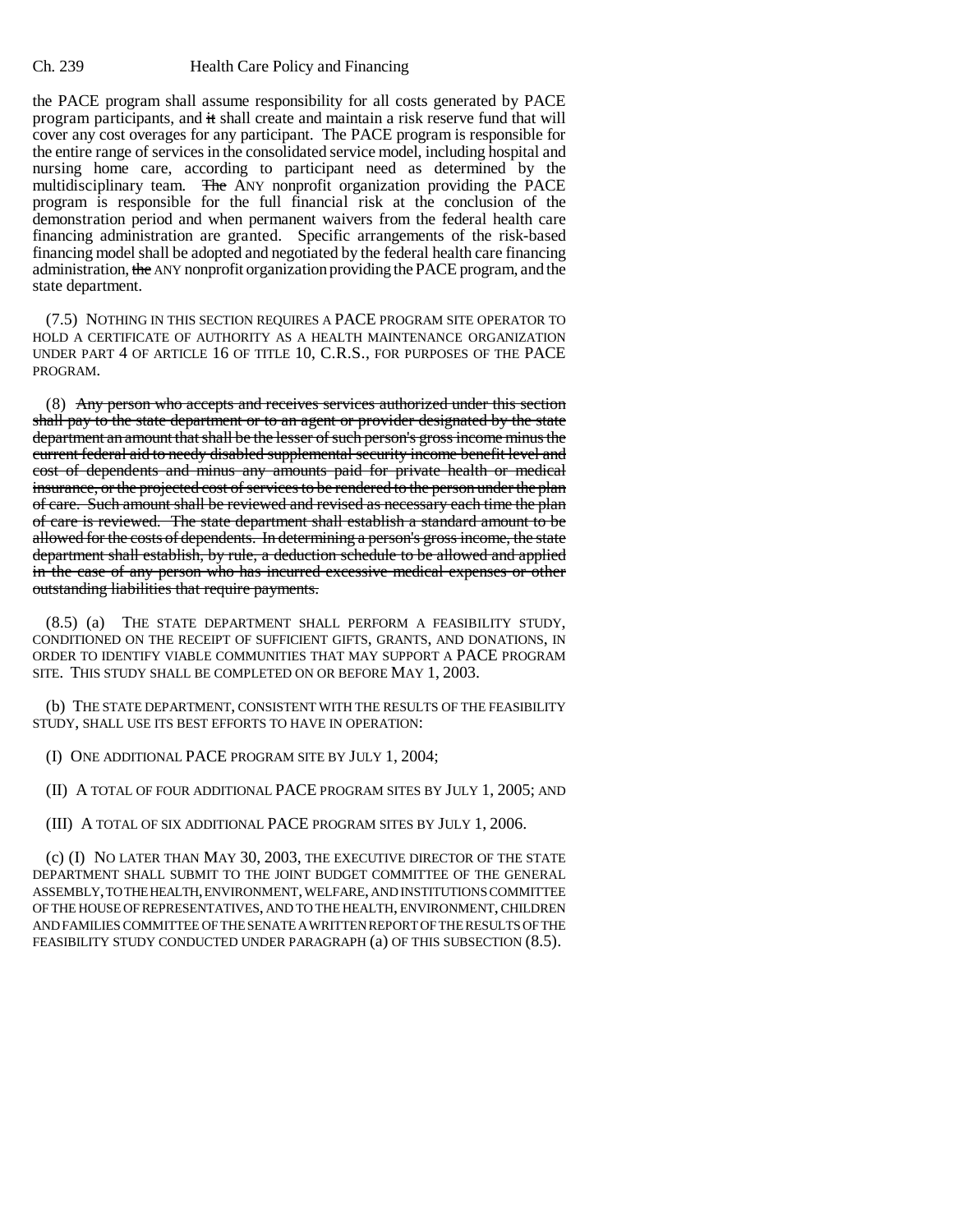the PACE program shall assume responsibility for all costs generated by PACE program participants, and ~~it~~ shall create and maintain a risk reserve fund that will cover any cost overages for any participant. The PACE program is responsible for the entire range of services in the consolidated service model, including hospital and nursing home care, according to participant need as determined by the multidisciplinary team. ~~The~~ ANY nonprofit organization providing the PACE program is responsible for the full financial risk at the conclusion of the demonstration period and when permanent waivers from the federal health care financing administration are granted. Specific arrangements of the risk-based financing model shall be adopted and negotiated by the federal health care financing administration, ~~the~~ ANY nonprofit organization providing the PACE program, and the state department.

(7.5) NOTHING IN THIS SECTION REQUIRES A PACE PROGRAM SITE OPERATOR TO HOLD A CERTIFICATE OF AUTHORITY AS A HEALTH MAINTENANCE ORGANIZATION UNDER PART 4 OF ARTICLE 16 OF TITLE 10, C.R.S., FOR PURPOSES OF THE PACE PROGRAM.

(8) ~~Any person who accepts and receives services authorized under this section shall pay to the state department or to an agent or provider designated by the state department an amount that shall be the lesser of such person's gross income minus the current federal aid to needy disabled supplemental security income benefit level and cost of dependents and minus any amounts paid for private health or medical insurance, or the projected cost of services to be rendered to the person under the plan of care. Such amount shall be reviewed and revised as necessary each time the plan of care is reviewed. The state department shall establish a standard amount to be allowed for the costs of dependents. In determining a person's gross income, the state department shall establish, by rule, a deduction schedule to be allowed and applied in the case of any person who has incurred excessive medical expenses or other outstanding liabilities that require payments.~~

(8.5) (a) THE STATE DEPARTMENT SHALL PERFORM A FEASIBILITY STUDY, CONDITIONED ON THE RECEIPT OF SUFFICIENT GIFTS, GRANTS, AND DONATIONS, IN ORDER TO IDENTIFY VIABLE COMMUNITIES THAT MAY SUPPORT A PACE PROGRAM SITE. THIS STUDY SHALL BE COMPLETED ON OR BEFORE MAY 1, 2003.

(b) THE STATE DEPARTMENT, CONSISTENT WITH THE RESULTS OF THE FEASIBILITY STUDY, SHALL USE ITS BEST EFFORTS TO HAVE IN OPERATION:

(I) ONE ADDITIONAL PACE PROGRAM SITE BY JULY 1, 2004;

(II) A TOTAL OF FOUR ADDITIONAL PACE PROGRAM SITES BY JULY 1, 2005; AND

(III) A TOTAL OF SIX ADDITIONAL PACE PROGRAM SITES BY JULY 1, 2006.

(c) (I) NO LATER THAN MAY 30, 2003, THE EXECUTIVE DIRECTOR OF THE STATE DEPARTMENT SHALL SUBMIT TO THE JOINT BUDGET COMMITTEE OF THE GENERAL ASSEMBLY, TO THE HEALTH, ENVIRONMENT, WELFARE, AND INSTITUTIONS COMMITTEE OF THE HOUSE OF REPRESENTATIVES, AND TO THE HEALTH, ENVIRONMENT, CHILDREN AND FAMILIES COMMITTEE OF THE SENATE A WRITTEN REPORT OF THE RESULTS OF THE FEASIBILITY STUDY CONDUCTED UNDER PARAGRAPH (a) OF THIS SUBSECTION (8.5).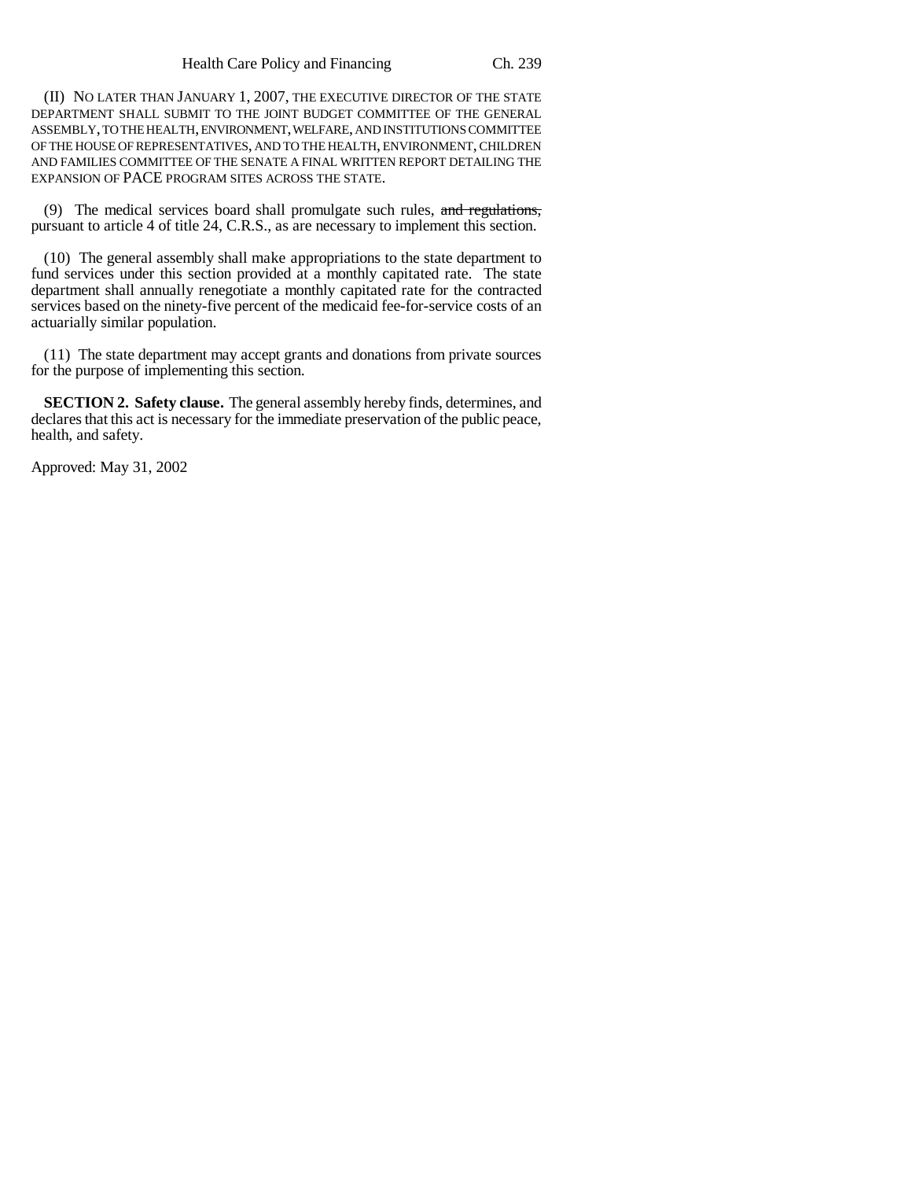(II) NO LATER THAN JANUARY 1, 2007, THE EXECUTIVE DIRECTOR OF THE STATE DEPARTMENT SHALL SUBMIT TO THE JOINT BUDGET COMMITTEE OF THE GENERAL ASSEMBLY, TO THE HEALTH, ENVIRONMENT, WELFARE, AND INSTITUTIONS COMMITTEE OF THE HOUSE OF REPRESENTATIVES, AND TO THE HEALTH, ENVIRONMENT, CHILDREN AND FAMILIES COMMITTEE OF THE SENATE A FINAL WRITTEN REPORT DETAILING THE EXPANSION OF PACE PROGRAM SITES ACROSS THE STATE.

(9) The medical services board shall promulgate such rules, ~~and regulations,~~ pursuant to article 4 of title 24, C.R.S., as are necessary to implement this section.

(10) The general assembly shall make appropriations to the state department to fund services under this section provided at a monthly capitated rate. The state department shall annually renegotiate a monthly capitated rate for the contracted services based on the ninety-five percent of the medicaid fee-for-service costs of an actuarially similar population.

(11) The state department may accept grants and donations from private sources for the purpose of implementing this section.

**SECTION 2. Safety clause.** The general assembly hereby finds, determines, and declares that this act is necessary for the immediate preservation of the public peace, health, and safety.

Approved: May 31, 2002